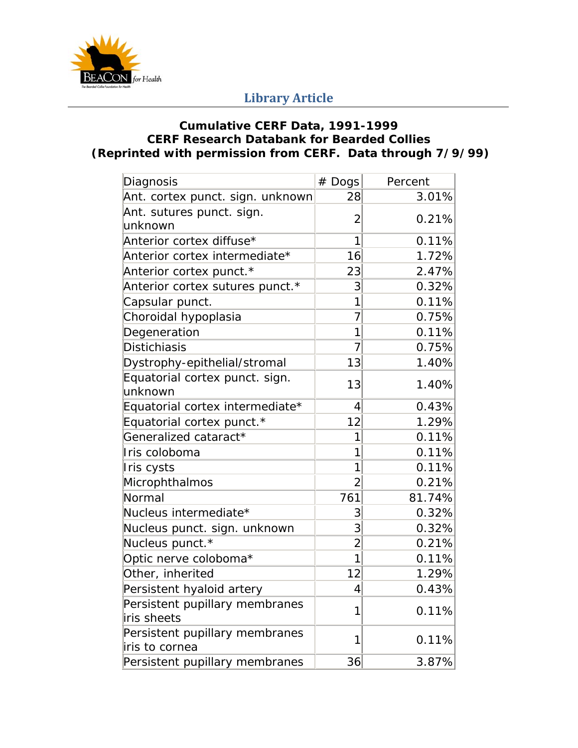Library Article

**Cumulative CERF Data, 1991-1999**
**CERF Research Databank for Bearded Collies**
**(Reprinted with permission from CERF. Data through 7/9/99)**

| Diagnosis | # Dogs | Percent |
|---|---|---|
| Ant. cortex punct. sign. unknown | 28 | 3.01% |
| Ant. sutures punct. sign. unknown | 2 | 0.21% |
| Anterior cortex diffuse* | 1 | 0.11% |
| Anterior cortex intermediate* | 16 | 1.72% |
| Anterior cortex punct.* | 23 | 2.47% |
| Anterior cortex sutures punct.* | 3 | 0.32% |
| Capsular punct. | 1 | 0.11% |
| Choroidal hypoplasia | 7 | 0.75% |
| Degeneration | 1 | 0.11% |
| Distichiasis | 7 | 0.75% |
| Dystrophy-epithelial/stromal | 13 | 1.40% |
| Equatorial cortex punct. sign. unknown | 13 | 1.40% |
| Equatorial cortex intermediate* | 4 | 0.43% |
| Equatorial cortex punct.* | 12 | 1.29% |
| Generalized cataract* | 1 | 0.11% |
| Iris coloboma | 1 | 0.11% |
| Iris cysts | 1 | 0.11% |
| Microphthalmos | 2 | 0.21% |
| Normal | 761 | 81.74% |
| Nucleus intermediate* | 3 | 0.32% |
| Nucleus punct. sign. unknown | 3 | 0.32% |
| Nucleus punct.* | 2 | 0.21% |
| Optic nerve coloboma* | 1 | 0.11% |
| Other, inherited | 12 | 1.29% |
| Persistent hyaloid artery | 4 | 0.43% |
| Persistent pupillary membranes iris sheets | 1 | 0.11% |
| Persistent pupillary membranes iris to cornea | 1 | 0.11% |
| Persistent pupillary membranes | 36 | 3.87% |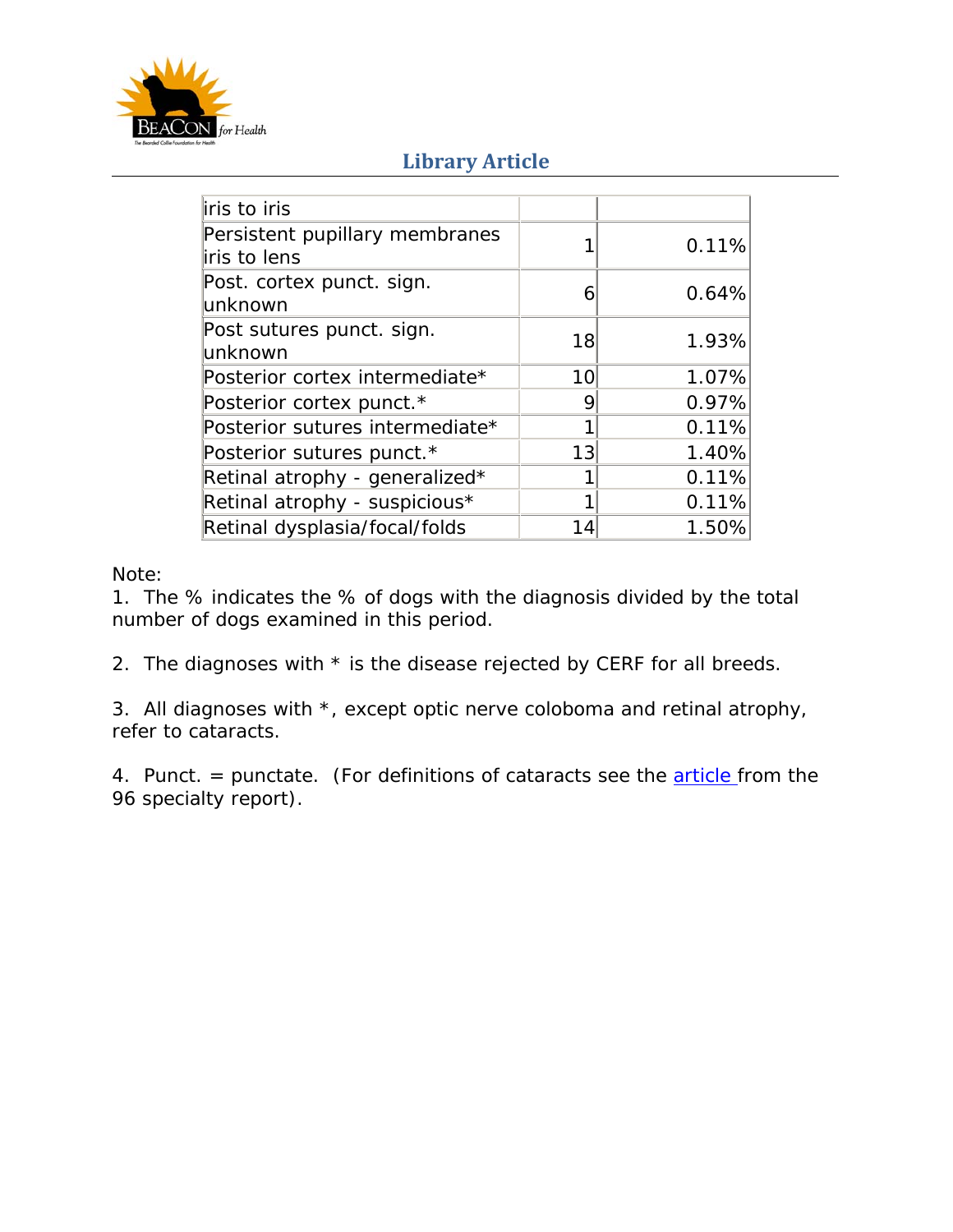| | | |
|---|---|---|
| iris to iris | | |
| Persistent pupillary membranes iris to lens | 1 | 0.11% |
| Post. cortex punct. sign. unknown | 6 | 0.64% |
| Post sutures punct. sign. unknown | 18 | 1.93% |
| Posterior cortex intermediate* | 10 | 1.07% |
| Posterior cortex punct.* | 9 | 0.97% |
| Posterior sutures intermediate* | 1 | 0.11% |
| Posterior sutures punct.* | 13 | 1.40% |
| Retinal atrophy - generalized* | 1 | 0.11% |
| Retinal atrophy - suspicious* | 1 | 0.11% |
| Retinal dysplasia/focal/folds | 14 | 1.50% |

Note:

1. The % indicates the % of dogs with the diagnosis divided by the total number of dogs examined in this period.

2. The diagnoses with * is the disease rejected by CERF for all breeds.

3. All diagnoses with *, except optic nerve coloboma and retinal atrophy, refer to cataracts.

4. Punct. = punctate. (For definitions of cataracts see the article from the 96 specialty report).